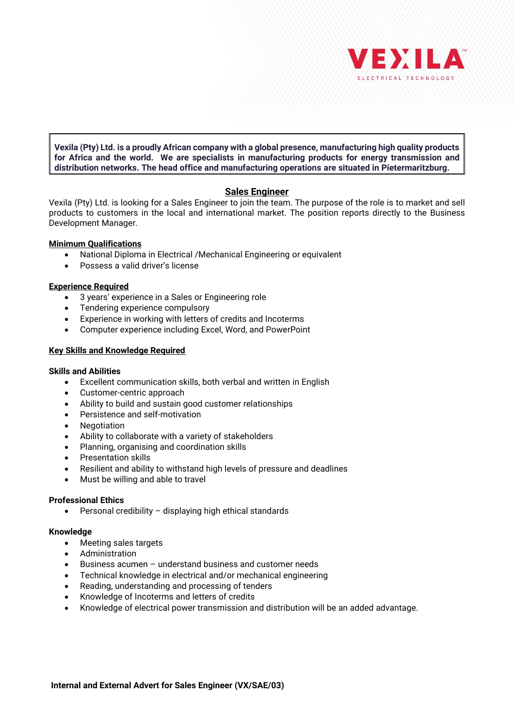VEXILA™
ELECTRICAL TECHNOLOGY

**Vexila (Pty) Ltd. is a proudly African company with a global presence, manufacturing high quality products for Africa and the world. We are specialists in manufacturing products for energy transmission and distribution networks. The head office and manufacturing operations are situated in Pietermaritzburg.**

## Sales Engineer

Vexila (Pty) Ltd. is looking for a Sales Engineer to join the team. The purpose of the role is to market and sell products to customers in the local and international market. The position reports directly to the Business Development Manager.

### Minimum Qualifications

- National Diploma in Electrical /Mechanical Engineering or equivalent
- Possess a valid driver's license

### Experience Required

- 3 years' experience in a Sales or Engineering role
- Tendering experience compulsory
- Experience in working with letters of credits and Incoterms
- Computer experience including Excel, Word, and PowerPoint

### Key Skills and Knowledge Required

**Skills and Abilities**

- Excellent communication skills, both verbal and written in English
- Customer-centric approach
- Ability to build and sustain good customer relationships
- Persistence and self-motivation
- Negotiation
- Ability to collaborate with a variety of stakeholders
- Planning, organising and coordination skills
- Presentation skills
- Resilient and ability to withstand high levels of pressure and deadlines
- Must be willing and able to travel

**Professional Ethics**

- Personal credibility – displaying high ethical standards

**Knowledge**

- Meeting sales targets
- Administration
- Business acumen – understand business and customer needs
- Technical knowledge in electrical and/or mechanical engineering
- Reading, understanding and processing of tenders
- Knowledge of Incoterms and letters of credits
- Knowledge of electrical power transmission and distribution will be an added advantage.

**Internal and External Advert for Sales Engineer (VX/SAE/03)**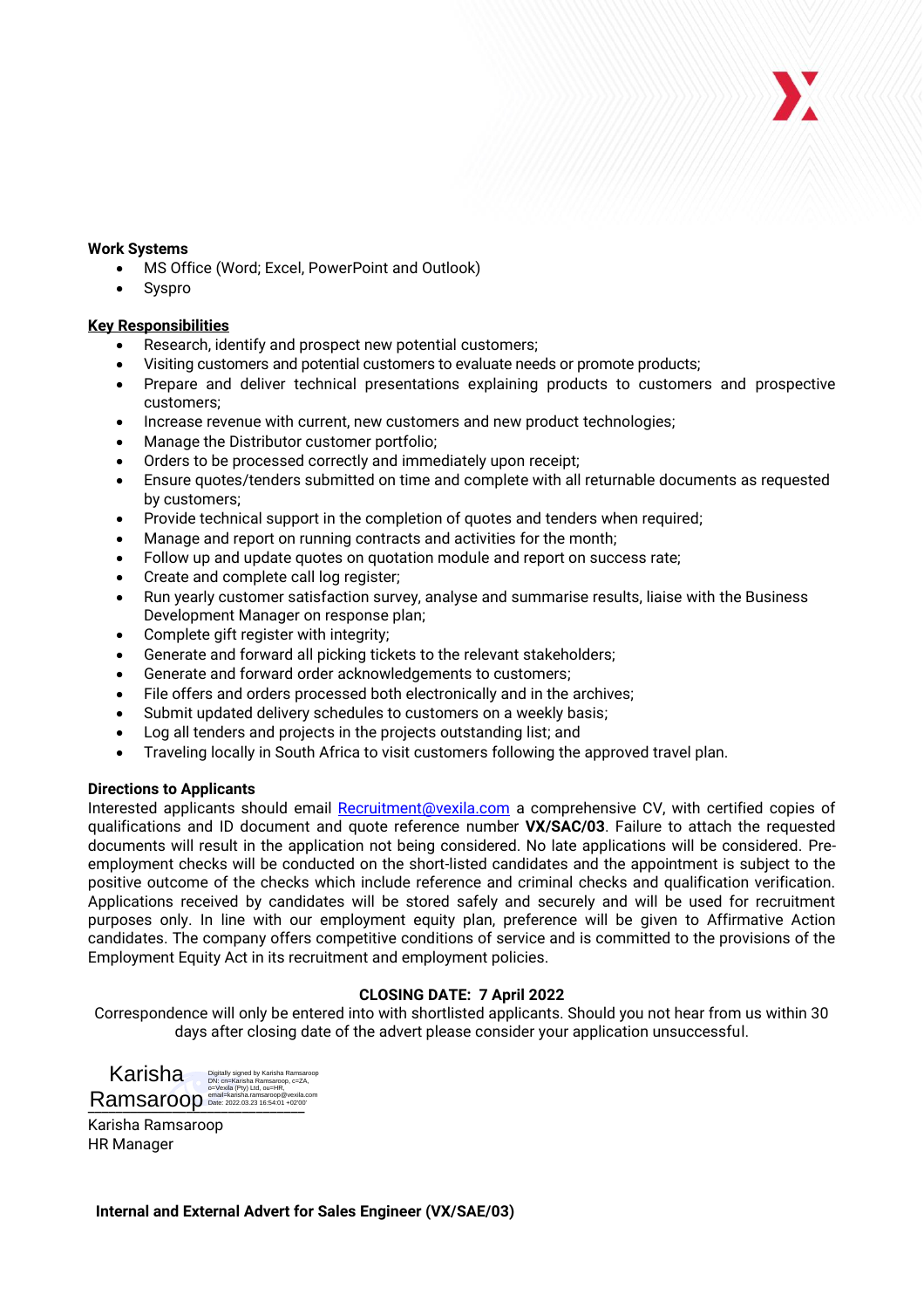**Work Systems**

- MS Office (Word; Excel, PowerPoint and Outlook)
- Syspro

**Key Responsibilities**

- Research, identify and prospect new potential customers;
- Visiting customers and potential customers to evaluate needs or promote products;
- Prepare and deliver technical presentations explaining products to customers and prospective customers;
- Increase revenue with current, new customers and new product technologies;
- Manage the Distributor customer portfolio;
- Orders to be processed correctly and immediately upon receipt;
- Ensure quotes/tenders submitted on time and complete with all returnable documents as requested by customers;
- Provide technical support in the completion of quotes and tenders when required;
- Manage and report on running contracts and activities for the month;
- Follow up and update quotes on quotation module and report on success rate;
- Create and complete call log register;
- Run yearly customer satisfaction survey, analyse and summarise results, liaise with the Business Development Manager on response plan;
- Complete gift register with integrity;
- Generate and forward all picking tickets to the relevant stakeholders;
- Generate and forward order acknowledgements to customers;
- File offers and orders processed both electronically and in the archives;
- Submit updated delivery schedules to customers on a weekly basis;
- Log all tenders and projects in the projects outstanding list; and
- Traveling locally in South Africa to visit customers following the approved travel plan.

**Directions to Applicants**

Interested applicants should email Recruitment@vexila.com a comprehensive CV, with certified copies of qualifications and ID document and quote reference number **VX/SAC/03**. Failure to attach the requested documents will result in the application not being considered. No late applications will be considered. Pre-employment checks will be conducted on the short-listed candidates and the appointment is subject to the positive outcome of the checks which include reference and criminal checks and qualification verification. Applications received by candidates will be stored safely and securely and will be used for recruitment purposes only. In line with our employment equity plan, preference will be given to Affirmative Action candidates. The company offers competitive conditions of service and is committed to the provisions of the Employment Equity Act in its recruitment and employment policies.

**CLOSING DATE: 7 April 2022**

Correspondence will only be entered into with shortlisted applicants. Should you not hear from us within 30 days after closing date of the advert please consider your application unsuccessful.

Karisha Ramsaroop

Digitally signed by Karisha Ramsaroop
DN: cn=Karisha Ramsaroop, c=ZA, o=Vexila (Pty) Ltd, ou=HR, email=karisha.ramsaroop@vexila.com
Date: 2022.03.23 16:54:01 +02'00'

Karisha Ramsaroop
HR Manager

**Internal and External Advert for Sales Engineer (VX/SAE/03)**